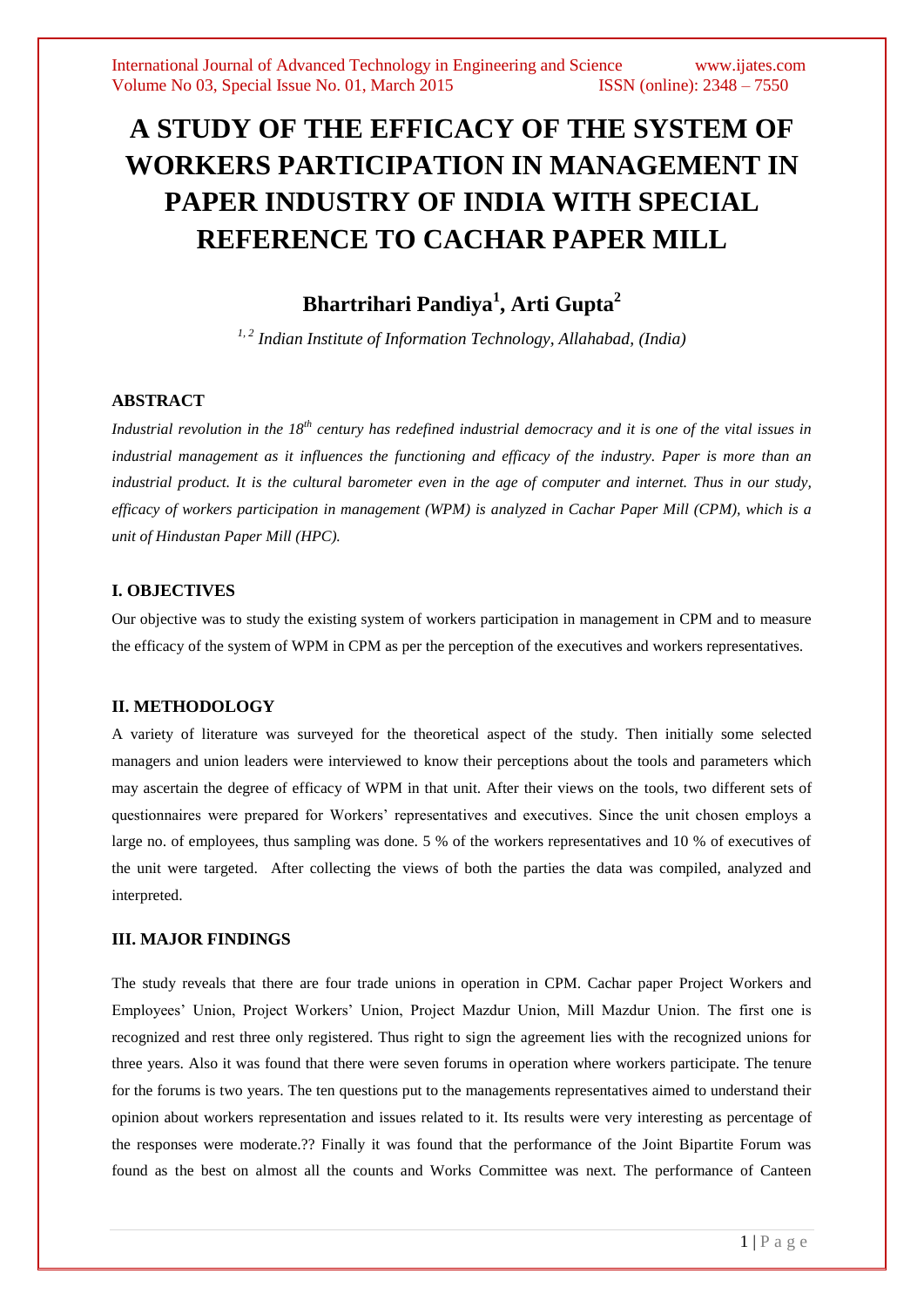# A STUDY OF THE EFFICACY OF THE SYSTEM OF WORKERS PARTICIPATION IN MANAGEMENT IN PAPER INDUSTRY OF INDIA WITH SPECIAL REFERENCE TO CACHAR PAPER MILL

**Bhartrihari Pandiya[1], Arti Gupta[2]**

*[1, 2] Indian Institute of Information Technology, Allahabad, (India)*

## ABSTRACT

*Industrial revolution in the 18th century has redefined industrial democracy and it is one of the vital issues in industrial management as it influences the functioning and efficacy of the industry. Paper is more than an industrial product. It is the cultural barometer even in the age of computer and internet. Thus in our study, efficacy of workers participation in management (WPM) is analyzed in Cachar Paper Mill (CPM), which is a unit of Hindustan Paper Mill (HPC).*

## I. OBJECTIVES

Our objective was to study the existing system of workers participation in management in CPM and to measure the efficacy of the system of WPM in CPM as per the perception of the executives and workers representatives.

## II. METHODOLOGY

A variety of literature was surveyed for the theoretical aspect of the study. Then initially some selected managers and union leaders were interviewed to know their perceptions about the tools and parameters which may ascertain the degree of efficacy of WPM in that unit. After their views on the tools, two different sets of questionnaires were prepared for Workers' representatives and executives. Since the unit chosen employs a large no. of employees, thus sampling was done. 5 % of the workers representatives and 10 % of executives of the unit were targeted. After collecting the views of both the parties the data was compiled, analyzed and interpreted.

## III. MAJOR FINDINGS

The study reveals that there are four trade unions in operation in CPM. Cachar paper Project Workers and Employees' Union, Project Workers' Union, Project Mazdur Union, Mill Mazdur Union. The first one is recognized and rest three only registered. Thus right to sign the agreement lies with the recognized unions for three years. Also it was found that there were seven forums in operation where workers participate. The tenure for the forums is two years. The ten questions put to the managements representatives aimed to understand their opinion about workers representation and issues related to it. Its results were very interesting as percentage of the responses were moderate.?? Finally it was found that the performance of the Joint Bipartite Forum was found as the best on almost all the counts and Works Committee was next. The performance of Canteen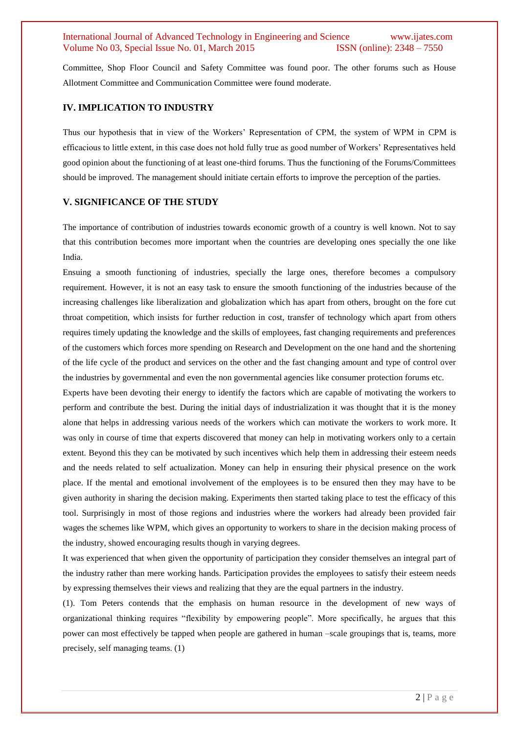Committee, Shop Floor Council and Safety Committee was found poor. The other forums such as House Allotment Committee and Communication Committee were found moderate.

## IV. IMPLICATION TO INDUSTRY

Thus our hypothesis that in view of the Workers' Representation of CPM, the system of WPM in CPM is efficacious to little extent, in this case does not hold fully true as good number of Workers' Representatives held good opinion about the functioning of at least one-third forums. Thus the functioning of the Forums/Committees should be improved. The management should initiate certain efforts to improve the perception of the parties.

## V. SIGNIFICANCE OF THE STUDY

The importance of contribution of industries towards economic growth of a country is well known. Not to say that this contribution becomes more important when the countries are developing ones specially the one like India.

Ensuing a smooth functioning of industries, specially the large ones, therefore becomes a compulsory requirement. However, it is not an easy task to ensure the smooth functioning of the industries because of the increasing challenges like liberalization and globalization which has apart from others, brought on the fore cut throat competition, which insists for further reduction in cost, transfer of technology which apart from others requires timely updating the knowledge and the skills of employees, fast changing requirements and preferences of the customers which forces more spending on Research and Development on the one hand and the shortening of the life cycle of the product and services on the other and the fast changing amount and type of control over the industries by governmental and even the non governmental agencies like consumer protection forums etc.

Experts have been devoting their energy to identify the factors which are capable of motivating the workers to perform and contribute the best. During the initial days of industrialization it was thought that it is the money alone that helps in addressing various needs of the workers which can motivate the workers to work more. It was only in course of time that experts discovered that money can help in motivating workers only to a certain extent. Beyond this they can be motivated by such incentives which help them in addressing their esteem needs and the needs related to self actualization. Money can help in ensuring their physical presence on the work place. If the mental and emotional involvement of the employees is to be ensured then they may have to be given authority in sharing the decision making. Experiments then started taking place to test the efficacy of this tool. Surprisingly in most of those regions and industries where the workers had already been provided fair wages the schemes like WPM, which gives an opportunity to workers to share in the decision making process of the industry, showed encouraging results though in varying degrees.

It was experienced that when given the opportunity of participation they consider themselves an integral part of the industry rather than mere working hands. Participation provides the employees to satisfy their esteem needs by expressing themselves their views and realizing that they are the equal partners in the industry.

(1). Tom Peters contends that the emphasis on human resource in the development of new ways of organizational thinking requires "flexibility by empowering people". More specifically, he argues that this power can most effectively be tapped when people are gathered in human –scale groupings that is, teams, more precisely, self managing teams. (1)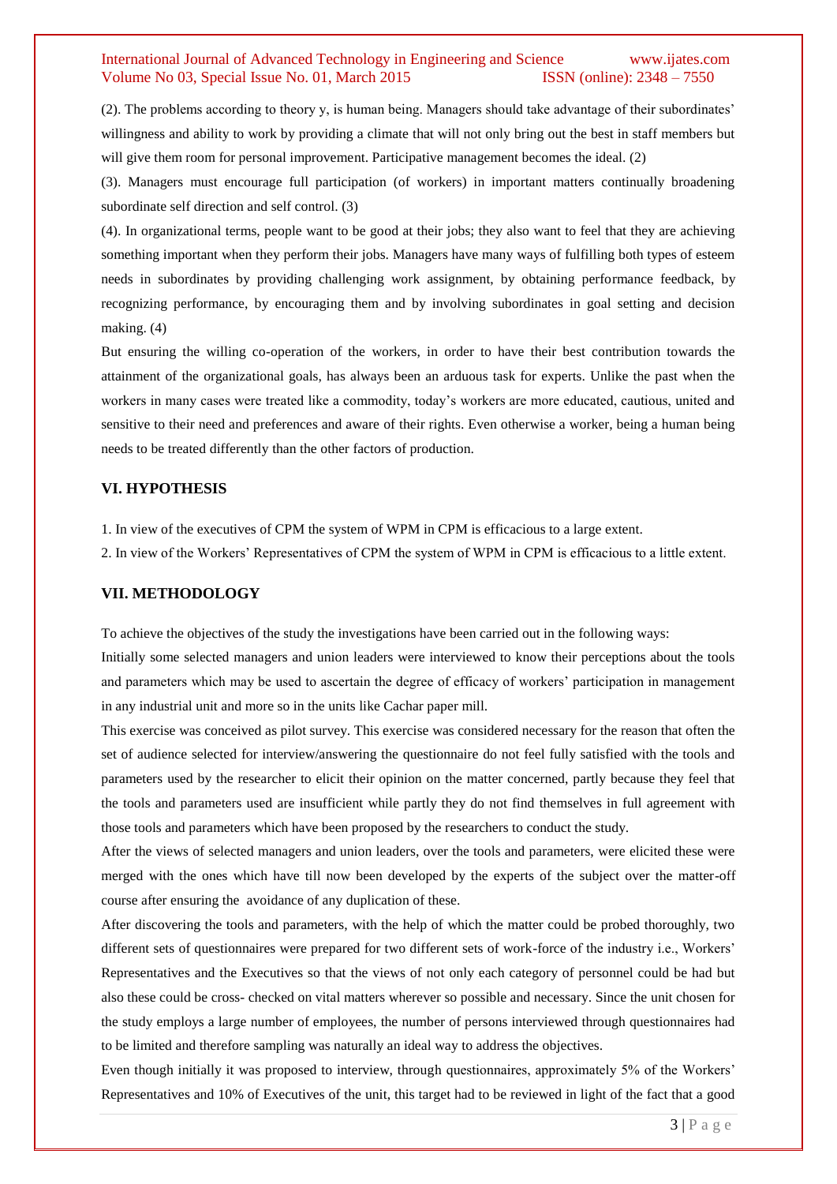(2). The problems according to theory y, is human being. Managers should take advantage of their subordinates' willingness and ability to work by providing a climate that will not only bring out the best in staff members but will give them room for personal improvement. Participative management becomes the ideal. (2)

(3). Managers must encourage full participation (of workers) in important matters continually broadening subordinate self direction and self control. (3)

(4). In organizational terms, people want to be good at their jobs; they also want to feel that they are achieving something important when they perform their jobs. Managers have many ways of fulfilling both types of esteem needs in subordinates by providing challenging work assignment, by obtaining performance feedback, by recognizing performance, by encouraging them and by involving subordinates in goal setting and decision making. (4)

But ensuring the willing co-operation of the workers, in order to have their best contribution towards the attainment of the organizational goals, has always been an arduous task for experts. Unlike the past when the workers in many cases were treated like a commodity, today's workers are more educated, cautious, united and sensitive to their need and preferences and aware of their rights. Even otherwise a worker, being a human being needs to be treated differently than the other factors of production.

## VI. HYPOTHESIS

1. In view of the executives of CPM the system of WPM in CPM is efficacious to a large extent.
2. In view of the Workers' Representatives of CPM the system of WPM in CPM is efficacious to a little extent.

## VII. METHODOLOGY

To achieve the objectives of the study the investigations have been carried out in the following ways:

Initially some selected managers and union leaders were interviewed to know their perceptions about the tools and parameters which may be used to ascertain the degree of efficacy of workers' participation in management in any industrial unit and more so in the units like Cachar paper mill.

This exercise was conceived as pilot survey. This exercise was considered necessary for the reason that often the set of audience selected for interview/answering the questionnaire do not feel fully satisfied with the tools and parameters used by the researcher to elicit their opinion on the matter concerned, partly because they feel that the tools and parameters used are insufficient while partly they do not find themselves in full agreement with those tools and parameters which have been proposed by the researchers to conduct the study.

After the views of selected managers and union leaders, over the tools and parameters, were elicited these were merged with the ones which have till now been developed by the experts of the subject over the matter-off course after ensuring the avoidance of any duplication of these.

After discovering the tools and parameters, with the help of which the matter could be probed thoroughly, two different sets of questionnaires were prepared for two different sets of work-force of the industry i.e., Workers' Representatives and the Executives so that the views of not only each category of personnel could be had but also these could be cross- checked on vital matters wherever so possible and necessary. Since the unit chosen for the study employs a large number of employees, the number of persons interviewed through questionnaires had to be limited and therefore sampling was naturally an ideal way to address the objectives.

Even though initially it was proposed to interview, through questionnaires, approximately 5% of the Workers' Representatives and 10% of Executives of the unit, this target had to be reviewed in light of the fact that a good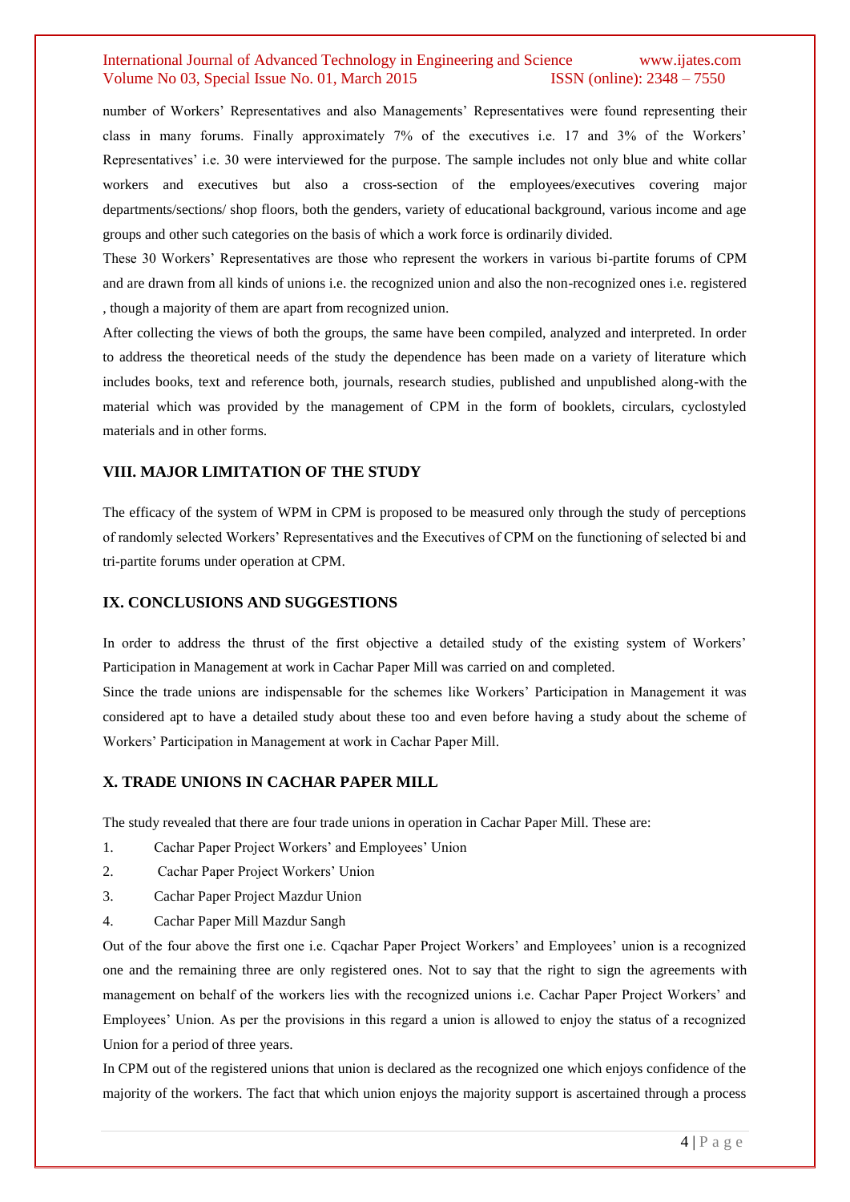number of Workers' Representatives and also Managements' Representatives were found representing their class in many forums. Finally approximately 7% of the executives i.e. 17 and 3% of the Workers' Representatives' i.e. 30 were interviewed for the purpose. The sample includes not only blue and white collar workers and executives but also a cross-section of the employees/executives covering major departments/sections/ shop floors, both the genders, variety of educational background, various income and age groups and other such categories on the basis of which a work force is ordinarily divided.

These 30 Workers' Representatives are those who represent the workers in various bi-partite forums of CPM and are drawn from all kinds of unions i.e. the recognized union and also the non-recognized ones i.e. registered , though a majority of them are apart from recognized union.

After collecting the views of both the groups, the same have been compiled, analyzed and interpreted. In order to address the theoretical needs of the study the dependence has been made on a variety of literature which includes books, text and reference both, journals, research studies, published and unpublished along-with the material which was provided by the management of CPM in the form of booklets, circulars, cyclostyled materials and in other forms.

## VIII. MAJOR LIMITATION OF THE STUDY

The efficacy of the system of WPM in CPM is proposed to be measured only through the study of perceptions of randomly selected Workers' Representatives and the Executives of CPM on the functioning of selected bi and tri-partite forums under operation at CPM.

## IX. CONCLUSIONS AND SUGGESTIONS

In order to address the thrust of the first objective a detailed study of the existing system of Workers' Participation in Management at work in Cachar Paper Mill was carried on and completed.

Since the trade unions are indispensable for the schemes like Workers' Participation in Management it was considered apt to have a detailed study about these too and even before having a study about the scheme of Workers' Participation in Management at work in Cachar Paper Mill.

## X. TRADE UNIONS IN CACHAR PAPER MILL

The study revealed that there are four trade unions in operation in Cachar Paper Mill. These are:

1. Cachar Paper Project Workers' and Employees' Union
2. Cachar Paper Project Workers' Union
3. Cachar Paper Project Mazdur Union
4. Cachar Paper Mill Mazdur Sangh

Out of the four above the first one i.e. Cqachar Paper Project Workers' and Employees' union is a recognized one and the remaining three are only registered ones. Not to say that the right to sign the agreements with management on behalf of the workers lies with the recognized unions i.e. Cachar Paper Project Workers' and Employees' Union. As per the provisions in this regard a union is allowed to enjoy the status of a recognized Union for a period of three years.

In CPM out of the registered unions that union is declared as the recognized one which enjoys confidence of the majority of the workers. The fact that which union enjoys the majority support is ascertained through a process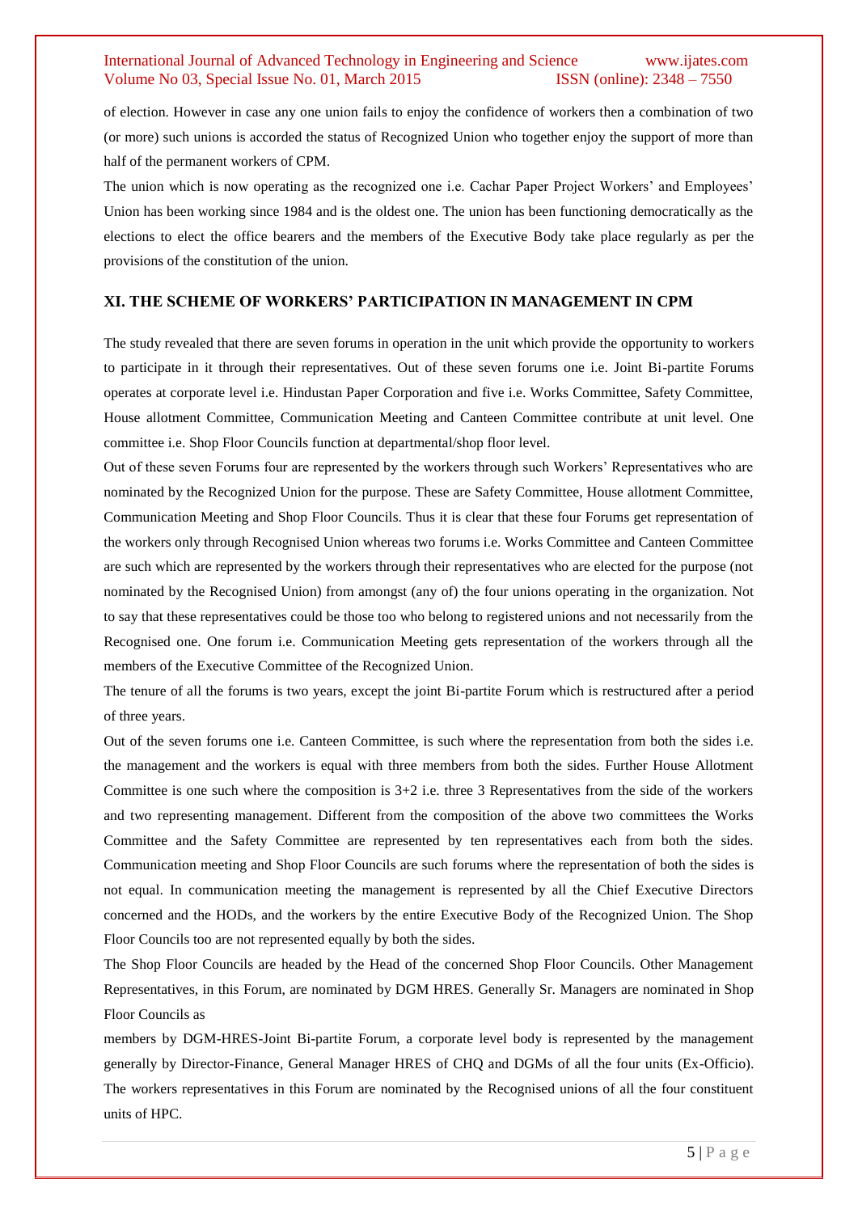of election. However in case any one union fails to enjoy the confidence of workers then a combination of two (or more) such unions is accorded the status of Recognized Union who together enjoy the support of more than half of the permanent workers of CPM.

The union which is now operating as the recognized one i.e. Cachar Paper Project Workers' and Employees' Union has been working since 1984 and is the oldest one. The union has been functioning democratically as the elections to elect the office bearers and the members of the Executive Body take place regularly as per the provisions of the constitution of the union.

## XI. THE SCHEME OF WORKERS' PARTICIPATION IN MANAGEMENT IN CPM

The study revealed that there are seven forums in operation in the unit which provide the opportunity to workers to participate in it through their representatives. Out of these seven forums one i.e. Joint Bi-partite Forums operates at corporate level i.e. Hindustan Paper Corporation and five i.e. Works Committee, Safety Committee, House allotment Committee, Communication Meeting and Canteen Committee contribute at unit level. One committee i.e. Shop Floor Councils function at departmental/shop floor level.

Out of these seven Forums four are represented by the workers through such Workers' Representatives who are nominated by the Recognized Union for the purpose. These are Safety Committee, House allotment Committee, Communication Meeting and Shop Floor Councils. Thus it is clear that these four Forums get representation of the workers only through Recognised Union whereas two forums i.e. Works Committee and Canteen Committee are such which are represented by the workers through their representatives who are elected for the purpose (not nominated by the Recognised Union) from amongst (any of) the four unions operating in the organization. Not to say that these representatives could be those too who belong to registered unions and not necessarily from the Recognised one. One forum i.e. Communication Meeting gets representation of the workers through all the members of the Executive Committee of the Recognized Union.

The tenure of all the forums is two years, except the joint Bi-partite Forum which is restructured after a period of three years.

Out of the seven forums one i.e. Canteen Committee, is such where the representation from both the sides i.e. the management and the workers is equal with three members from both the sides. Further House Allotment Committee is one such where the composition is 3+2 i.e. three 3 Representatives from the side of the workers and two representing management. Different from the composition of the above two committees the Works Committee and the Safety Committee are represented by ten representatives each from both the sides. Communication meeting and Shop Floor Councils are such forums where the representation of both the sides is not equal. In communication meeting the management is represented by all the Chief Executive Directors concerned and the HODs, and the workers by the entire Executive Body of the Recognized Union. The Shop Floor Councils too are not represented equally by both the sides.

The Shop Floor Councils are headed by the Head of the concerned Shop Floor Councils. Other Management Representatives, in this Forum, are nominated by DGM HRES. Generally Sr. Managers are nominated in Shop Floor Councils as

members by DGM-HRES-Joint Bi-partite Forum, a corporate level body is represented by the management generally by Director-Finance, General Manager HRES of CHQ and DGMs of all the four units (Ex-Officio). The workers representatives in this Forum are nominated by the Recognised unions of all the four constituent units of HPC.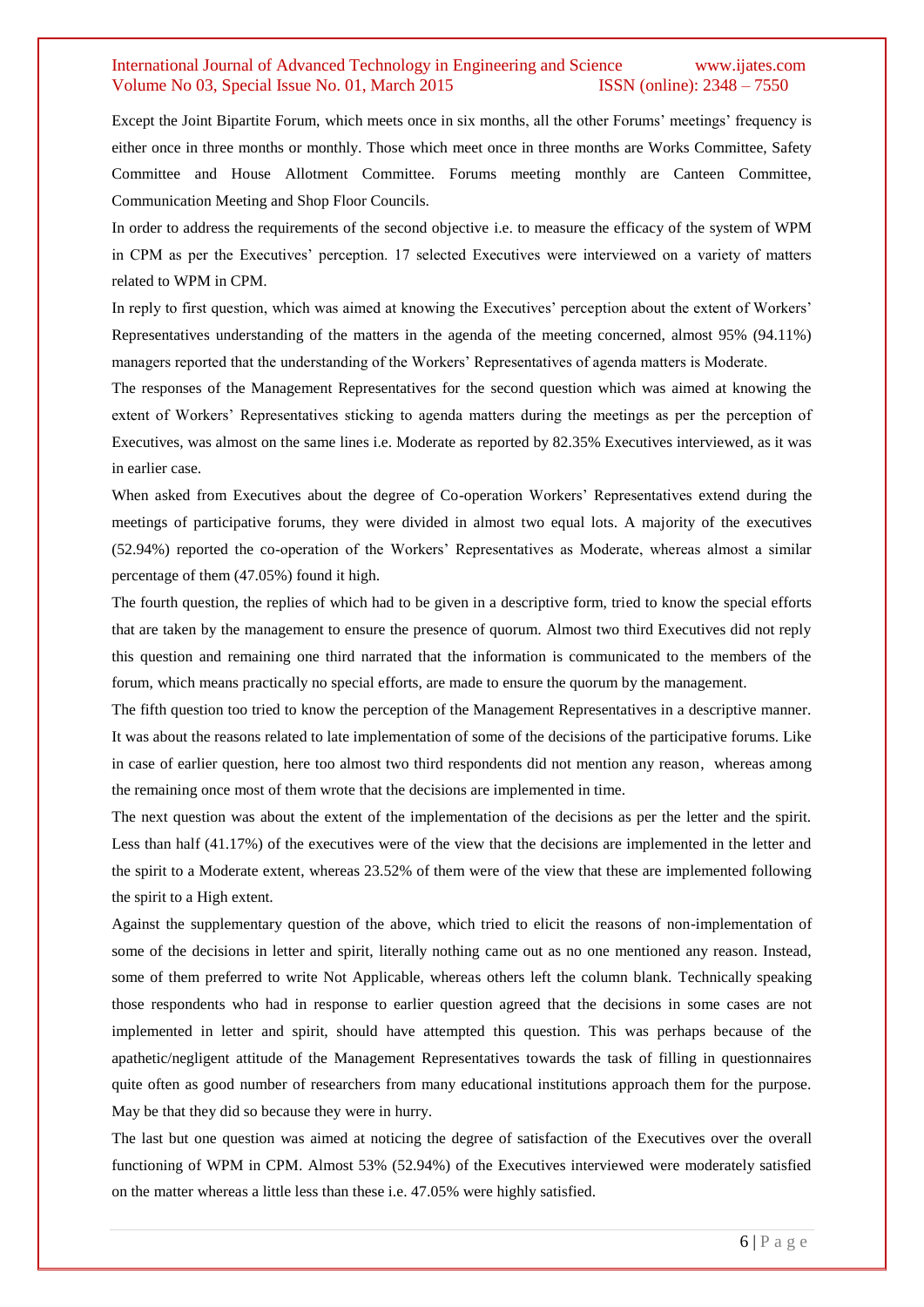Except the Joint Bipartite Forum, which meets once in six months, all the other Forums' meetings' frequency is either once in three months or monthly. Those which meet once in three months are Works Committee, Safety Committee and House Allotment Committee. Forums meeting monthly are Canteen Committee, Communication Meeting and Shop Floor Councils.

In order to address the requirements of the second objective i.e. to measure the efficacy of the system of WPM in CPM as per the Executives' perception. 17 selected Executives were interviewed on a variety of matters related to WPM in CPM.

In reply to first question, which was aimed at knowing the Executives' perception about the extent of Workers' Representatives understanding of the matters in the agenda of the meeting concerned, almost 95% (94.11%) managers reported that the understanding of the Workers' Representatives of agenda matters is Moderate.

The responses of the Management Representatives for the second question which was aimed at knowing the extent of Workers' Representatives sticking to agenda matters during the meetings as per the perception of Executives, was almost on the same lines i.e. Moderate as reported by 82.35% Executives interviewed, as it was in earlier case.

When asked from Executives about the degree of Co-operation Workers' Representatives extend during the meetings of participative forums, they were divided in almost two equal lots. A majority of the executives (52.94%) reported the co-operation of the Workers' Representatives as Moderate, whereas almost a similar percentage of them (47.05%) found it high.

The fourth question, the replies of which had to be given in a descriptive form, tried to know the special efforts that are taken by the management to ensure the presence of quorum. Almost two third Executives did not reply this question and remaining one third narrated that the information is communicated to the members of the forum, which means practically no special efforts, are made to ensure the quorum by the management.

The fifth question too tried to know the perception of the Management Representatives in a descriptive manner. It was about the reasons related to late implementation of some of the decisions of the participative forums. Like in case of earlier question, here too almost two third respondents did not mention any reason, whereas among the remaining once most of them wrote that the decisions are implemented in time.

The next question was about the extent of the implementation of the decisions as per the letter and the spirit. Less than half (41.17%) of the executives were of the view that the decisions are implemented in the letter and the spirit to a Moderate extent, whereas 23.52% of them were of the view that these are implemented following the spirit to a High extent.

Against the supplementary question of the above, which tried to elicit the reasons of non-implementation of some of the decisions in letter and spirit, literally nothing came out as no one mentioned any reason. Instead, some of them preferred to write Not Applicable, whereas others left the column blank. Technically speaking those respondents who had in response to earlier question agreed that the decisions in some cases are not implemented in letter and spirit, should have attempted this question. This was perhaps because of the apathetic/negligent attitude of the Management Representatives towards the task of filling in questionnaires quite often as good number of researchers from many educational institutions approach them for the purpose. May be that they did so because they were in hurry.

The last but one question was aimed at noticing the degree of satisfaction of the Executives over the overall functioning of WPM in CPM. Almost 53% (52.94%) of the Executives interviewed were moderately satisfied on the matter whereas a little less than these i.e. 47.05% were highly satisfied.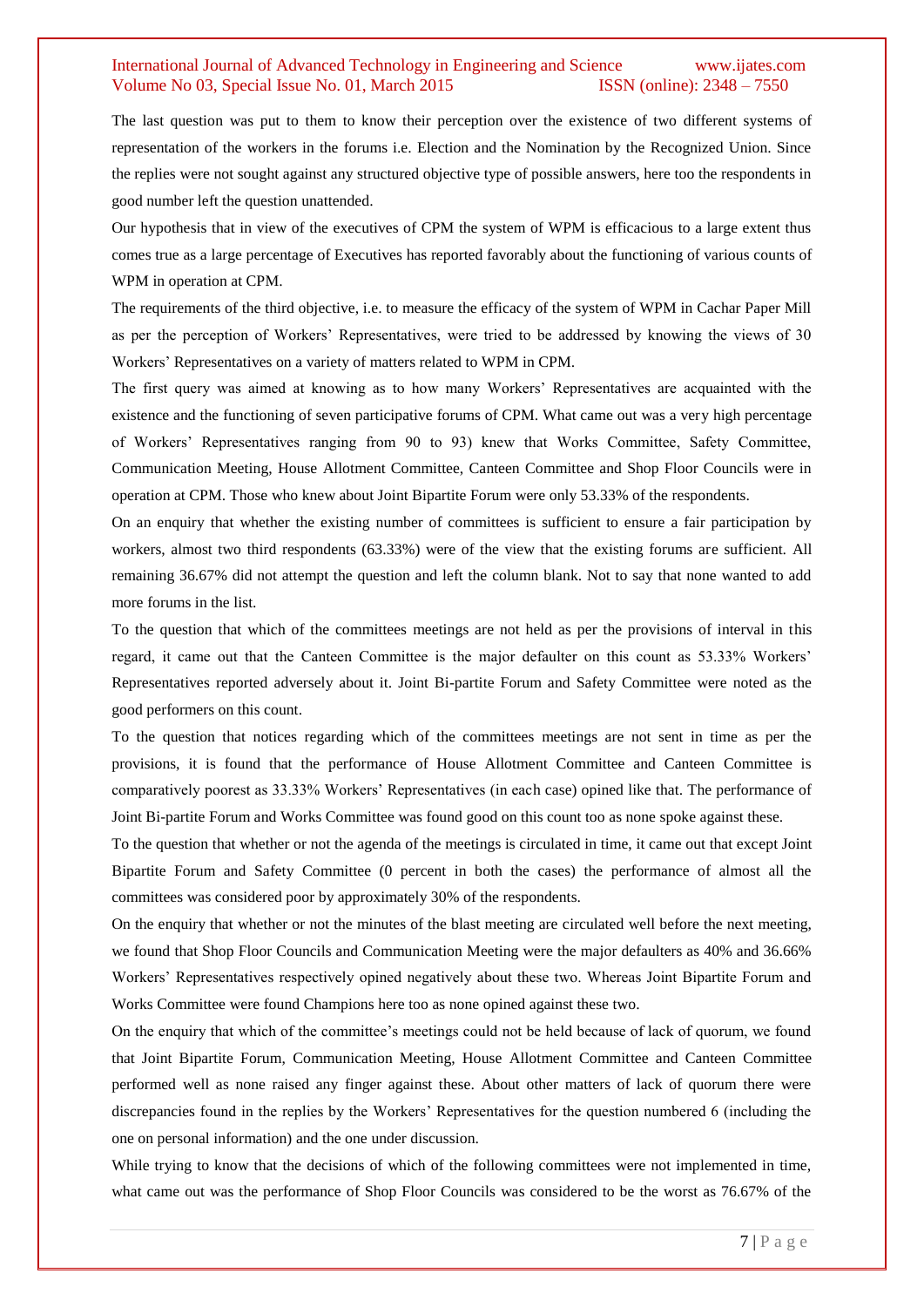The last question was put to them to know their perception over the existence of two different systems of representation of the workers in the forums i.e. Election and the Nomination by the Recognized Union. Since the replies were not sought against any structured objective type of possible answers, here too the respondents in good number left the question unattended.

Our hypothesis that in view of the executives of CPM the system of WPM is efficacious to a large extent thus comes true as a large percentage of Executives has reported favorably about the functioning of various counts of WPM in operation at CPM.

The requirements of the third objective, i.e. to measure the efficacy of the system of WPM in Cachar Paper Mill as per the perception of Workers' Representatives, were tried to be addressed by knowing the views of 30 Workers' Representatives on a variety of matters related to WPM in CPM.

The first query was aimed at knowing as to how many Workers' Representatives are acquainted with the existence and the functioning of seven participative forums of CPM. What came out was a very high percentage of Workers' Representatives ranging from 90 to 93) knew that Works Committee, Safety Committee, Communication Meeting, House Allotment Committee, Canteen Committee and Shop Floor Councils were in operation at CPM. Those who knew about Joint Bipartite Forum were only 53.33% of the respondents.

On an enquiry that whether the existing number of committees is sufficient to ensure a fair participation by workers, almost two third respondents (63.33%) were of the view that the existing forums are sufficient. All remaining 36.67% did not attempt the question and left the column blank. Not to say that none wanted to add more forums in the list.

To the question that which of the committees meetings are not held as per the provisions of interval in this regard, it came out that the Canteen Committee is the major defaulter on this count as 53.33% Workers' Representatives reported adversely about it. Joint Bi-partite Forum and Safety Committee were noted as the good performers on this count.

To the question that notices regarding which of the committees meetings are not sent in time as per the provisions, it is found that the performance of House Allotment Committee and Canteen Committee is comparatively poorest as 33.33% Workers' Representatives (in each case) opined like that. The performance of Joint Bi-partite Forum and Works Committee was found good on this count too as none spoke against these.

To the question that whether or not the agenda of the meetings is circulated in time, it came out that except Joint Bipartite Forum and Safety Committee (0 percent in both the cases) the performance of almost all the committees was considered poor by approximately 30% of the respondents.

On the enquiry that whether or not the minutes of the blast meeting are circulated well before the next meeting, we found that Shop Floor Councils and Communication Meeting were the major defaulters as 40% and 36.66% Workers' Representatives respectively opined negatively about these two. Whereas Joint Bipartite Forum and Works Committee were found Champions here too as none opined against these two.

On the enquiry that which of the committee's meetings could not be held because of lack of quorum, we found that Joint Bipartite Forum, Communication Meeting, House Allotment Committee and Canteen Committee performed well as none raised any finger against these. About other matters of lack of quorum there were discrepancies found in the replies by the Workers' Representatives for the question numbered 6 (including the one on personal information) and the one under discussion.

While trying to know that the decisions of which of the following committees were not implemented in time, what came out was the performance of Shop Floor Councils was considered to be the worst as 76.67% of the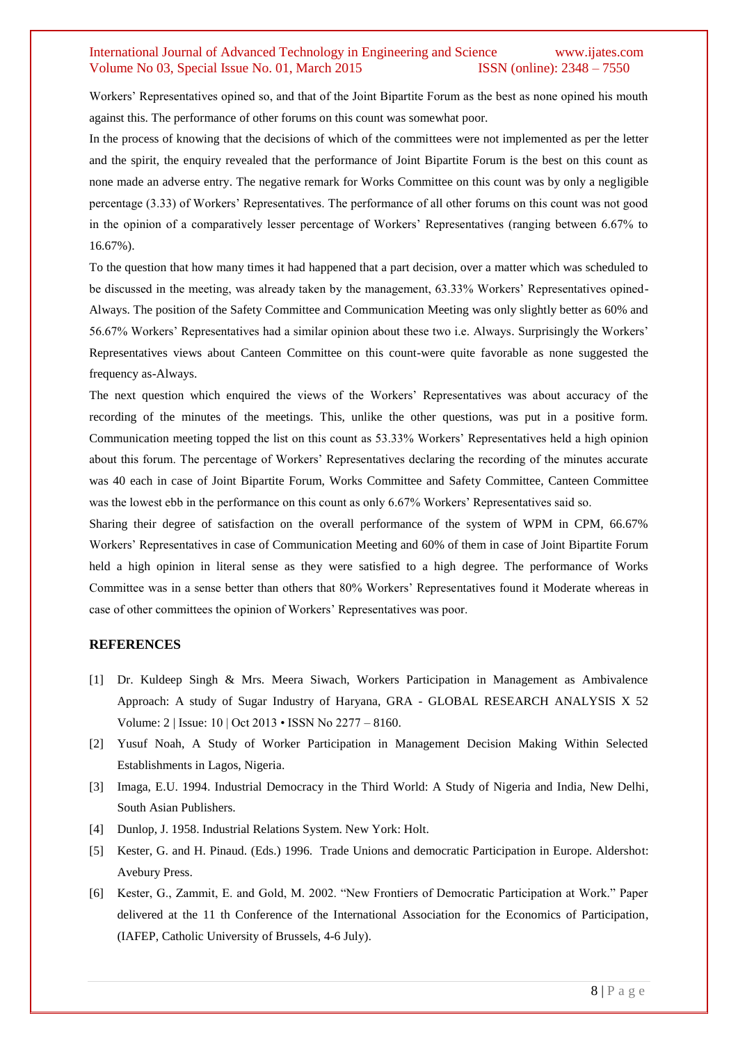Workers' Representatives opined so, and that of the Joint Bipartite Forum as the best as none opined his mouth against this. The performance of other forums on this count was somewhat poor.

In the process of knowing that the decisions of which of the committees were not implemented as per the letter and the spirit, the enquiry revealed that the performance of Joint Bipartite Forum is the best on this count as none made an adverse entry. The negative remark for Works Committee on this count was by only a negligible percentage (3.33) of Workers' Representatives. The performance of all other forums on this count was not good in the opinion of a comparatively lesser percentage of Workers' Representatives (ranging between 6.67% to 16.67%).

To the question that how many times it had happened that a part decision, over a matter which was scheduled to be discussed in the meeting, was already taken by the management, 63.33% Workers' Representatives opined-Always. The position of the Safety Committee and Communication Meeting was only slightly better as 60% and 56.67% Workers' Representatives had a similar opinion about these two i.e. Always. Surprisingly the Workers' Representatives views about Canteen Committee on this count-were quite favorable as none suggested the frequency as-Always.

The next question which enquired the views of the Workers' Representatives was about accuracy of the recording of the minutes of the meetings. This, unlike the other questions, was put in a positive form. Communication meeting topped the list on this count as 53.33% Workers' Representatives held a high opinion about this forum. The percentage of Workers' Representatives declaring the recording of the minutes accurate was 40 each in case of Joint Bipartite Forum, Works Committee and Safety Committee, Canteen Committee was the lowest ebb in the performance on this count as only 6.67% Workers' Representatives said so.

Sharing their degree of satisfaction on the overall performance of the system of WPM in CPM, 66.67% Workers' Representatives in case of Communication Meeting and 60% of them in case of Joint Bipartite Forum held a high opinion in literal sense as they were satisfied to a high degree. The performance of Works Committee was in a sense better than others that 80% Workers' Representatives found it Moderate whereas in case of other committees the opinion of Workers' Representatives was poor.

## REFERENCES

[1] Dr. Kuldeep Singh & Mrs. Meera Siwach, Workers Participation in Management as Ambivalence Approach: A study of Sugar Industry of Haryana, GRA - GLOBAL RESEARCH ANALYSIS X 52 Volume: 2 | Issue: 10 | Oct 2013 • ISSN No 2277 – 8160.

[2] Yusuf Noah, A Study of Worker Participation in Management Decision Making Within Selected Establishments in Lagos, Nigeria.

[3] Imaga, E.U. 1994. Industrial Democracy in the Third World: A Study of Nigeria and India, New Delhi, South Asian Publishers.

[4] Dunlop, J. 1958. Industrial Relations System. New York: Holt.

[5] Kester, G. and H. Pinaud. (Eds.) 1996. Trade Unions and democratic Participation in Europe. Aldershot: Avebury Press.

[6] Kester, G., Zammit, E. and Gold, M. 2002. "New Frontiers of Democratic Participation at Work." Paper delivered at the 11 th Conference of the International Association for the Economics of Participation, (IAFEP, Catholic University of Brussels, 4-6 July).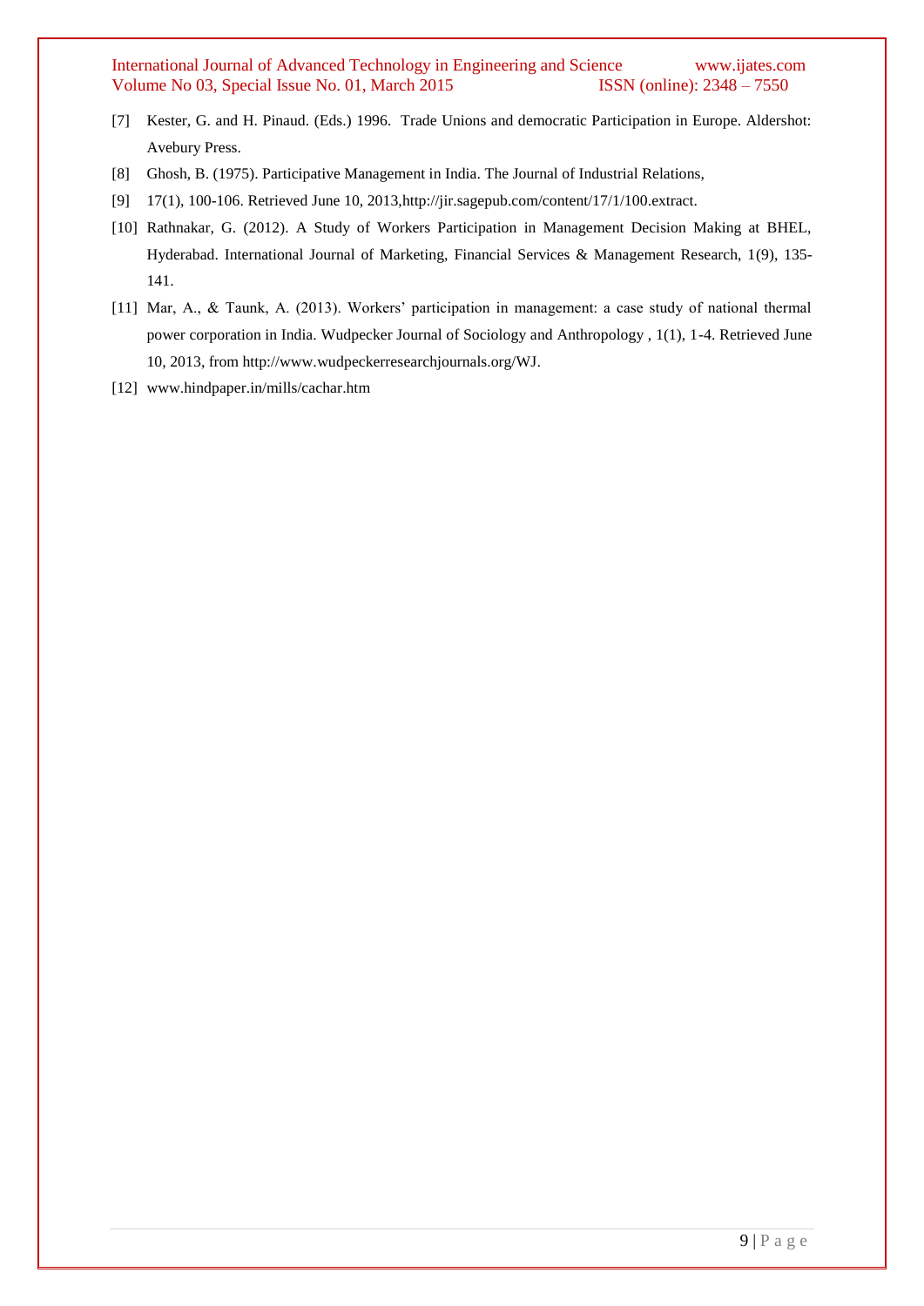[7] Kester, G. and H. Pinaud. (Eds.) 1996. Trade Unions and democratic Participation in Europe. Aldershot: Avebury Press.

[8] Ghosh, B. (1975). Participative Management in India. The Journal of Industrial Relations,

[9] 17(1), 100-106. Retrieved June 10, 2013,http://jir.sagepub.com/content/17/1/100.extract.

[10] Rathnakar, G. (2012). A Study of Workers Participation in Management Decision Making at BHEL, Hyderabad. International Journal of Marketing, Financial Services & Management Research, 1(9), 135-141.

[11] Mar, A., & Taunk, A. (2013). Workers' participation in management: a case study of national thermal power corporation in India. Wudpecker Journal of Sociology and Anthropology , 1(1), 1-4. Retrieved June 10, 2013, from http://www.wudpeckerresearchjournals.org/WJ.

[12] www.hindpaper.in/mills/cachar.htm